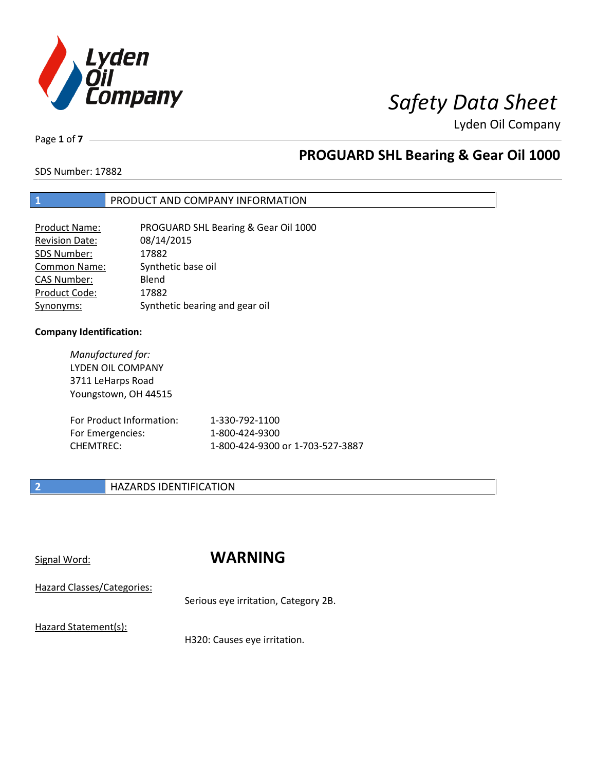# Safety Data Sheet

Lyden Oil Company

## PROGUARD SHL Bearing & Gear Oil 1000

SDS Number: 17882

## 1 PRODUCT AND COMPANY INFORMATION

| | |
|---|---|
| Product Name: | PROGUARD SHL Bearing & Gear Oil 1000 |
| Revision Date: | 08/14/2015 |
| SDS Number: | 17882 |
| Common Name: | Synthetic base oil |
| CAS Number: | Blend |
| Product Code: | 17882 |
| Synonyms: | Synthetic bearing and gear oil |

**Company Identification:**

*Manufactured for:*
LYDEN OIL COMPANY
3711 LeHarps Road
Youngstown, OH 44515

| | |
|---|---|
| For Product Information: | 1-330-792-1100 |
| For Emergencies: | 1-800-424-9300 |
| CHEMTREC: | 1-800-424-9300 or 1-703-527-3887 |

## 2 HAZARDS IDENTIFICATION

Signal Word: **WARNING**

Hazard Classes/Categories:

Serious eye irritation, Category 2B.

Hazard Statement(s):

H320: Causes eye irritation.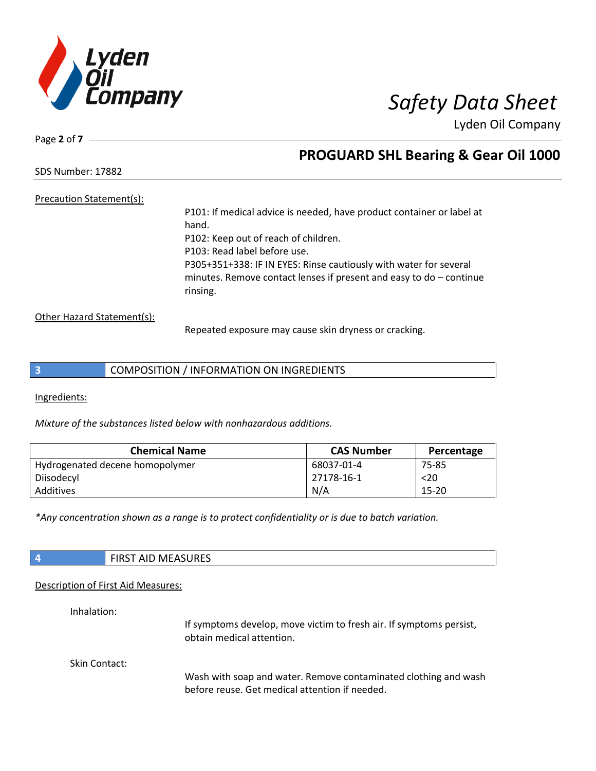Precation Statement(s):

P101: If medical advice is needed, have product container or label at hand.
P102: Keep out of reach of children.
P103: Read label before use.
P305+351+338: IF IN EYES: Rinse cautiously with water for several minutes. Remove contact lenses if present and easy to do – continue rinsing.

Other Hazard Statement(s):

Repeated exposure may cause skin dryness or cracking.

## 3 COMPOSITION / INFORMATION ON INGREDIENTS

Ingredients:

*Mixture of the substances listed below with nonhazardous additions.*

| Chemical Name | CAS Number | Percentage |
| --- | --- | --- |
| Hydrogenated decene homopolymer | 68037-01-4 | 75-85 |
| Diisodecyl | 27178-16-1 | <20 |
| Additives | N/A | 15-20 |

*\*Any concentration shown as a range is to protect confidentiality or is due to batch variation.*

## 4 FIRST AID MEASURES

Description of First Aid Measures:

Inhalation:

If symptoms develop, move victim to fresh air. If symptoms persist, obtain medical attention.

Skin Contact:

Wash with soap and water. Remove contaminated clothing and wash before reuse. Get medical attention if needed.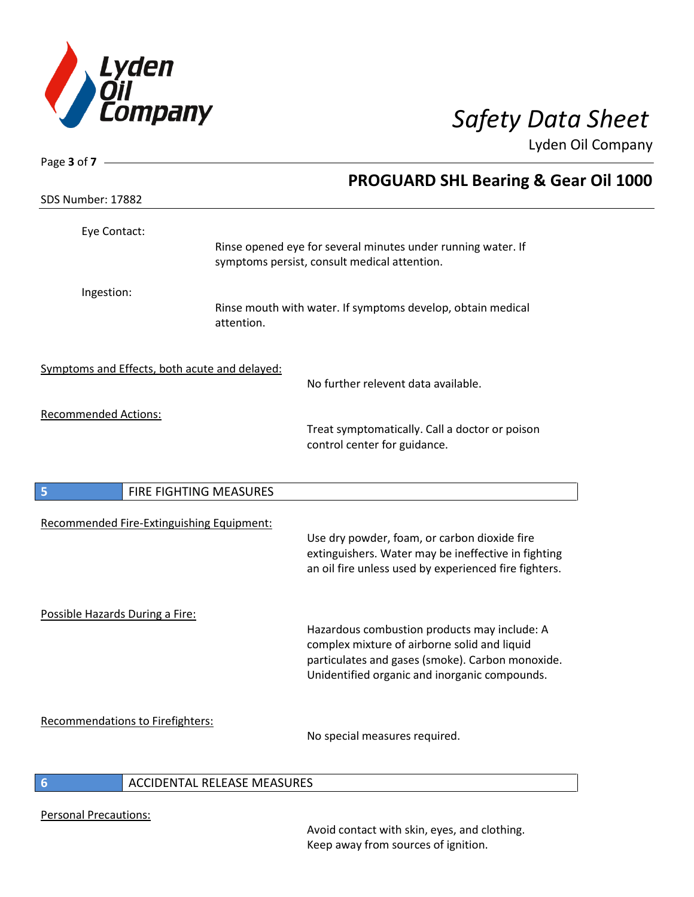Eye Contact:

Rinse opened eye for several minutes under running water. If symptoms persist, consult medical attention.

Ingestion:

Rinse mouth with water. If symptoms develop, obtain medical attention.

Symptoms and Effects, both acute and delayed:

No further relevent data available.

Recommended Actions:

Treat symptomatically. Call a doctor or poison control center for guidance.

## 5 FIRE FIGHTING MEASURES

Recommended Fire-Extinguishing Equipment:

Use dry powder, foam, or carbon dioxide fire extinguishers. Water may be ineffective in fighting an oil fire unless used by experienced fire fighters.

Possible Hazards During a Fire:

Hazardous combustion products may include: A complex mixture of airborne solid and liquid particulates and gases (smoke). Carbon monoxide. Unidentified organic and inorganic compounds.

Recommendations to Firefighters:

No special measures required.

## 6 ACCIDENTAL RELEASE MEASURES

Personal Precautions:

Avoid contact with skin, eyes, and clothing. Keep away from sources of ignition.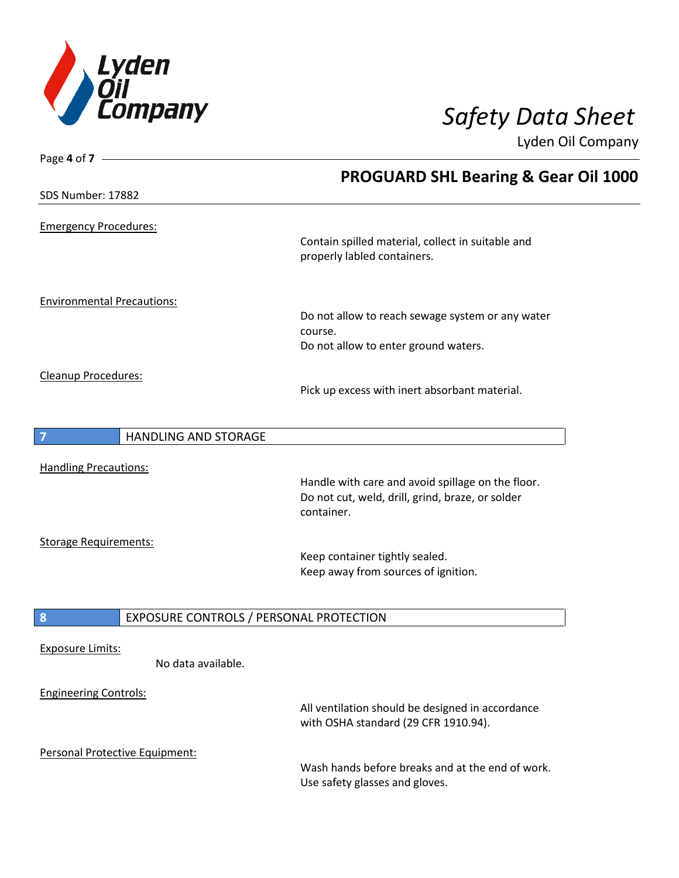Emergency Procedures:

Contain spilled material, collect in suitable and properly labled containers.

Environmental Precautions:

Do not allow to reach sewage system or any water course.
Do not allow to enter ground waters.

Cleanup Procedures:

Pick up excess with inert absorbant material.

## 7 HANDLING AND STORAGE

Handling Precautions:

Handle with care and avoid spillage on the floor.
Do not cut, weld, drill, grind, braze, or solder container.

Storage Requirements:

Keep container tightly sealed.
Keep away from sources of ignition.

## 8 EXPOSURE CONTROLS / PERSONAL PROTECTION

Exposure Limits:

No data available.

Engineering Controls:

All ventilation should be designed in accordance with OSHA standard (29 CFR 1910.94).

Personal Protective Equipment:

Wash hands before breaks and at the end of work.
Use safety glasses and gloves.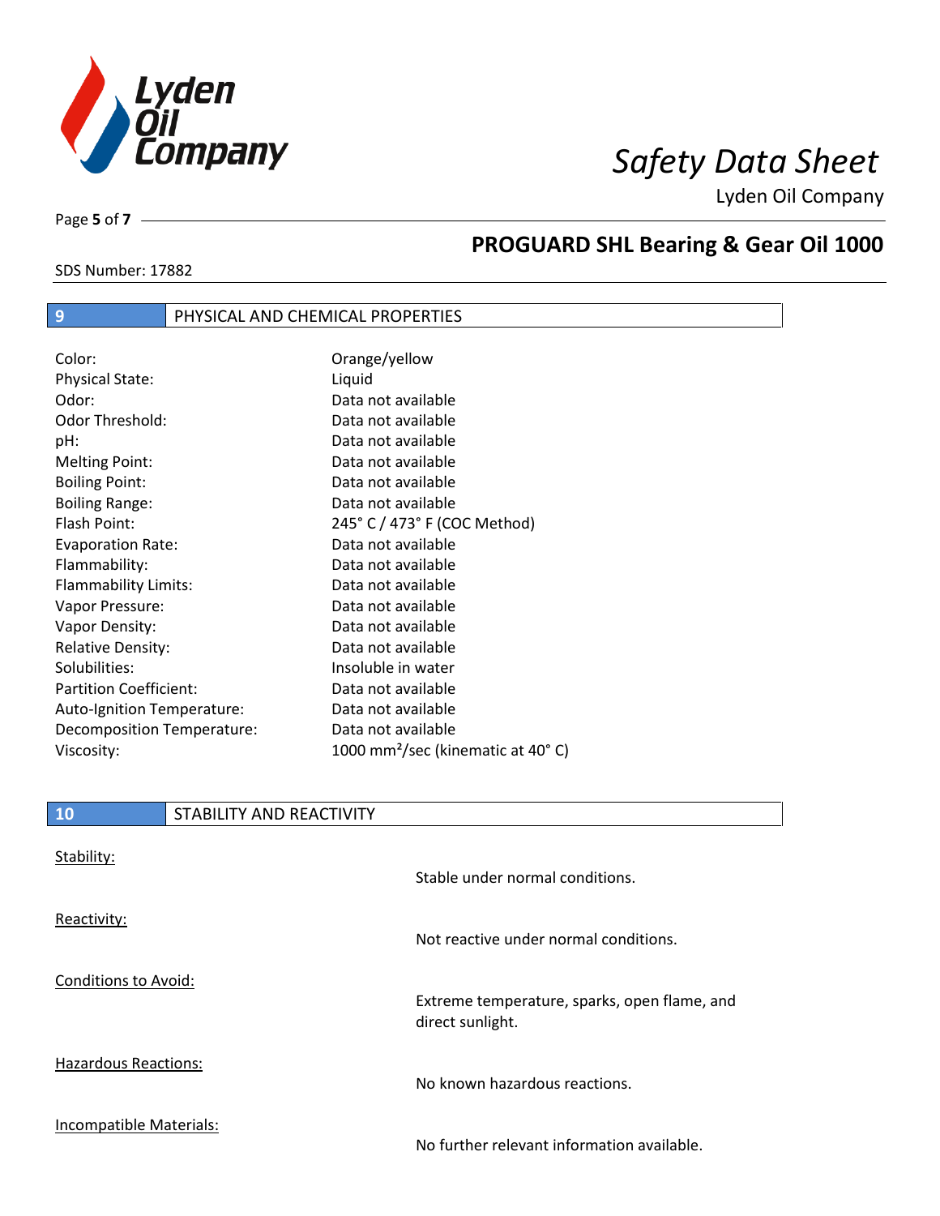## 9 PHYSICAL AND CHEMICAL PROPERTIES

| Property | Value |
|---|---|
| Color: | Orange/yellow |
| Physical State: | Liquid |
| Odor: | Data not available |
| Odor Threshold: | Data not available |
| pH: | Data not available |
| Melting Point: | Data not available |
| Boiling Point: | Data not available |
| Boiling Range: | Data not available |
| Flash Point: | 245° C / 473° F (COC Method) |
| Evaporation Rate: | Data not available |
| Flammability: | Data not available |
| Flammability Limits: | Data not available |
| Vapor Pressure: | Data not available |
| Vapor Density: | Data not available |
| Relative Density: | Data not available |
| Solubilities: | Insoluble in water |
| Partition Coefficient: | Data not available |
| Auto-Ignition Temperature: | Data not available |
| Decomposition Temperature: | Data not available |
| Viscosity: | 1000 $mm^2$/sec (kinematic at 40° C) |

## 10 STABILITY AND REACTIVITY

Stability:

Stable under normal conditions.

Reactivity:

Not reactive under normal conditions.

Conditions to Avoid:

Extreme temperature, sparks, open flame, and direct sunlight.

Hazardous Reactions:

No known hazardous reactions.

Incompatible Materials:

No further relevant information available.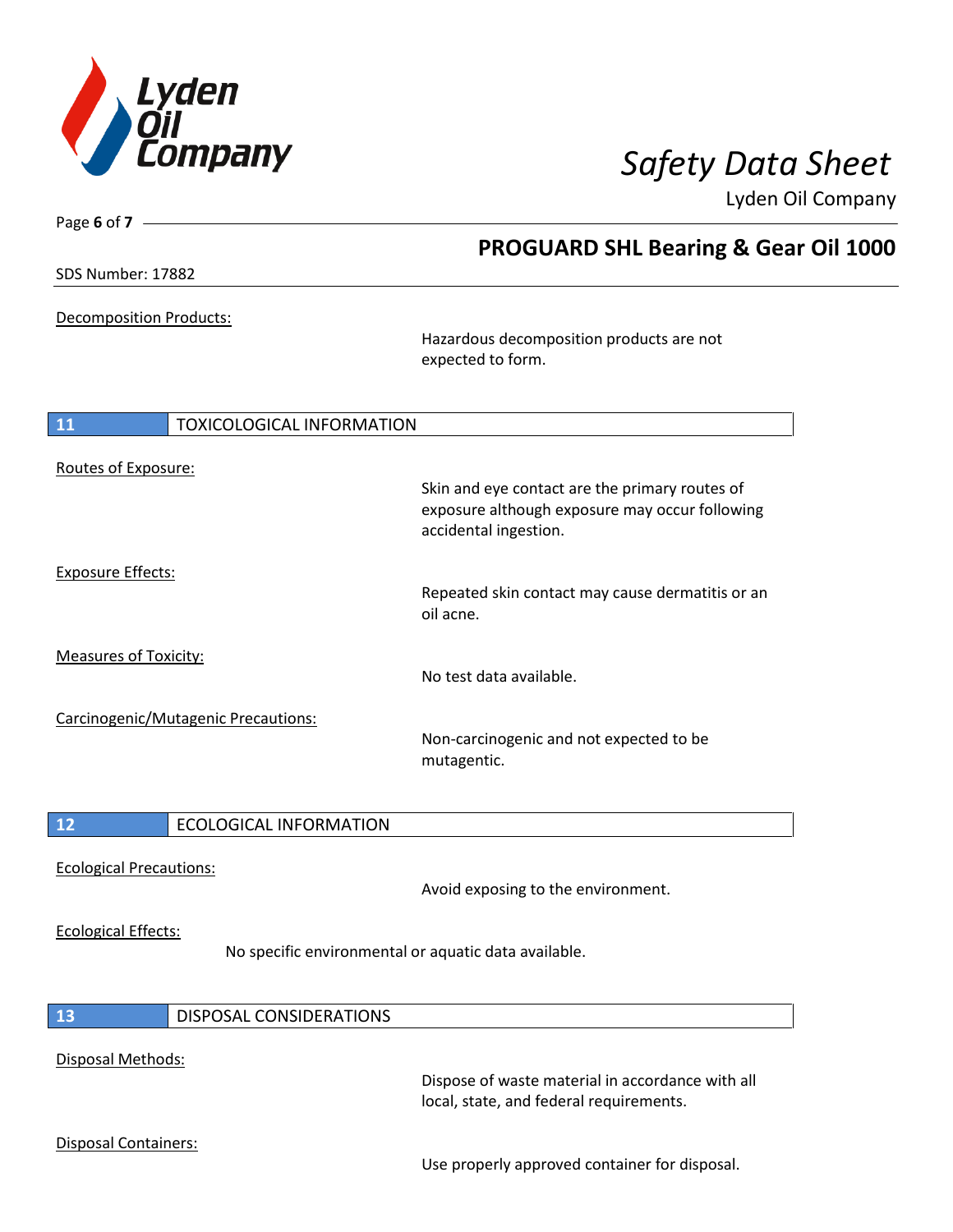Decomposition Products:

Hazardous decomposition products are not expected to form.

## 11 TOXICOLOGICAL INFORMATION

Routes of Exposure:

Skin and eye contact are the primary routes of exposure although exposure may occur following accidental ingestion.

Exposure Effects:

Repeated skin contact may cause dermatitis or an oil acne.

Measures of Toxicity:

No test data available.

Carcinogenic/Mutagenic Precautions:

Non-carcinogenic and not expected to be mutagentic.

## 12 ECOLOGICAL INFORMATION

Ecological Precautions:

Avoid exposing to the environment.

Ecological Effects:

No specific environmental or aquatic data available.

## 13 DISPOSAL CONSIDERATIONS

Disposal Methods:

Dispose of waste material in accordance with all local, state, and federal requirements.

Disposal Containers:

Use properly approved container for disposal.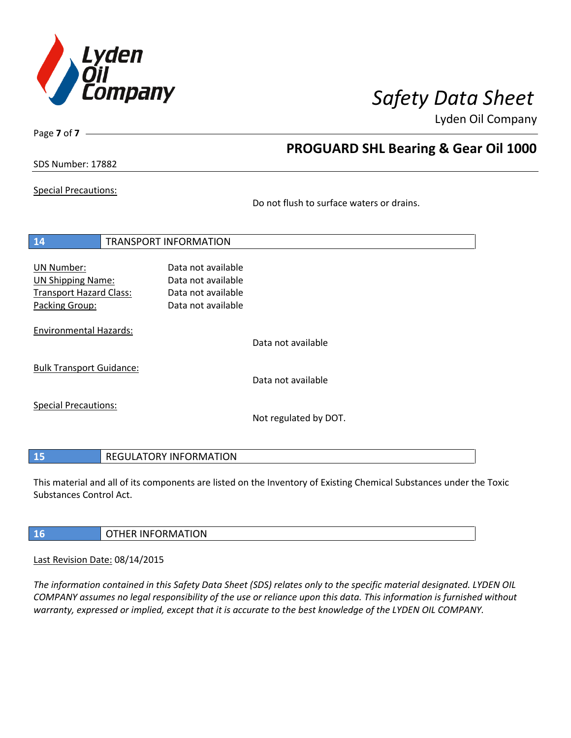Special Precautions:

Do not flush to surface waters or drains.

## 14 TRANSPORT INFORMATION

| | |
|---|---|
| UN Number: | Data not available |
| UN Shipping Name: | Data not available |
| Transport Hazard Class: | Data not available |
| Packing Group: | Data not available |

Environmental Hazards:

Data not available

Bulk Transport Guidance:

Data not available

Special Precautions:

Not regulated by DOT.

## 15 REGULATORY INFORMATION

This material and all of its components are listed on the Inventory of Existing Chemical Substances under the Toxic Substances Control Act.

## 16 OTHER INFORMATION

Last Revision Date: 08/14/2015

*The information contained in this Safety Data Sheet (SDS) relates only to the specific material designated. LYDEN OIL COMPANY assumes no legal responsibility of the use or reliance upon this data. This information is furnished without warranty, expressed or implied, except that it is accurate to the best knowledge of the LYDEN OIL COMPANY.*